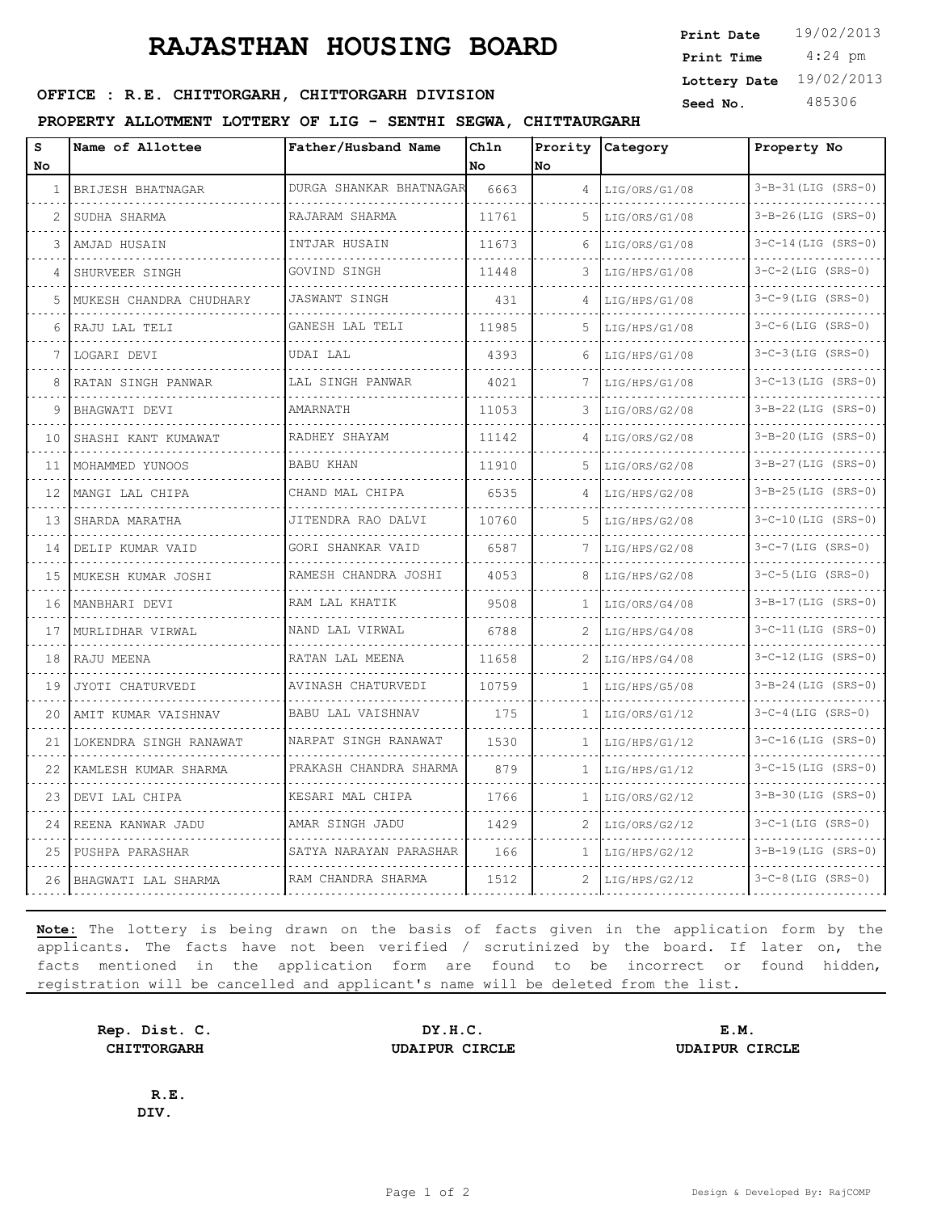# RAJASTHAN HOUSING BOARD

**Print Date** 19/02/2013
**Print Time** 4:24 pm
**Lottery Date** 19/02/2013
**Seed No.** 485306

**OFFICE : R.E. CHITTORGARH, CHITTORGARH DIVISION**

**PROPERTY ALLOTMENT LOTTERY OF LIG - SENTHI SEGWA, CHITTAURGARH**

| S No | Name of Allottee | Father/Husband Name | Chln No | Prority No | Category | Property No |
|---|---|---|---|---|---|---|
| 1 | BRIJESH BHATNAGAR | DURGA SHANKAR BHATNAGAR | 6663 | 4 | LIG/ORS/G1/08 | 3-B-31(LIG (SRS-0) |
| 2 | SUDHA SHARMA | RAJARAM SHARMA | 11761 | 5 | LIG/ORS/G1/08 | 3-B-26(LIG (SRS-0) |
| 3 | AMJAD HUSAIN | INTJAR HUSAIN | 11673 | 6 | LIG/ORS/G1/08 | 3-C-14(LIG (SRS-0) |
| 4 | SHURVEER SINGH | GOVIND SINGH | 11448 | 3 | LIG/HPS/G1/08 | 3-C-2(LIG (SRS-0) |
| 5 | MUKESH CHANDRA CHUDHARY | JASWANT SINGH | 431 | 4 | LIG/HPS/G1/08 | 3-C-9(LIG (SRS-0) |
| 6 | RAJU LAL TELI | GANESH LAL TELI | 11985 | 5 | LIG/HPS/G1/08 | 3-C-6(LIG (SRS-0) |
| 7 | LOGARI DEVI | UDAI LAL | 4393 | 6 | LIG/HPS/G1/08 | 3-C-3(LIG (SRS-0) |
| 8 | RATAN SINGH PANWAR | LAL SINGH PANWAR | 4021 | 7 | LIG/HPS/G1/08 | 3-C-13(LIG (SRS-0) |
| 9 | BHAGWATI DEVI | AMARNATH | 11053 | 3 | LIG/ORS/G2/08 | 3-B-22(LIG (SRS-0) |
| 10 | SHASHI KANT KUMAWAT | RADHEY SHAYAM | 11142 | 4 | LIG/ORS/G2/08 | 3-B-20(LIG (SRS-0) |
| 11 | MOHAMMED YUNOOS | BABU KHAN | 11910 | 5 | LIG/ORS/G2/08 | 3-B-27(LIG (SRS-0) |
| 12 | MANGI LAL CHIPA | CHAND MAL CHIPA | 6535 | 4 | LIG/HPS/G2/08 | 3-B-25(LIG (SRS-0) |
| 13 | SHARDA MARATHA | JITENDRA RAO DALVI | 10760 | 5 | LIG/HPS/G2/08 | 3-C-10(LIG (SRS-0) |
| 14 | DELIP KUMAR VAID | GORI SHANKAR VAID | 6587 | 7 | LIG/HPS/G2/08 | 3-C-7(LIG (SRS-0) |
| 15 | MUKESH KUMAR JOSHI | RAMESH CHANDRA JOSHI | 4053 | 8 | LIG/HPS/G2/08 | 3-C-5(LIG (SRS-0) |
| 16 | MANBHARI DEVI | RAM LAL KHATIK | 9508 | 1 | LIG/ORS/G4/08 | 3-B-17(LIG (SRS-0) |
| 17 | MURLIDHAR VIRWAL | NAND LAL VIRWAL | 6788 | 2 | LIG/HPS/G4/08 | 3-C-11(LIG (SRS-0) |
| 18 | RAJU MEENA | RATAN LAL MEENA | 11658 | 2 | LIG/HPS/G4/08 | 3-C-12(LIG (SRS-0) |
| 19 | JYOTI CHATURVEDI | AVINASH CHATURVEDI | 10759 | 1 | LIG/HPS/G5/08 | 3-B-24(LIG (SRS-0) |
| 20 | AMIT KUMAR VAISHNAV | BABU LAL VAISHNAV | 175 | 1 | LIG/ORS/G1/12 | 3-C-4(LIG (SRS-0) |
| 21 | LOKENDRA SINGH RANAWAT | NARPAT SINGH RANAWAT | 1530 | 1 | LIG/HPS/G1/12 | 3-C-16(LIG (SRS-0) |
| 22 | KAMLESH KUMAR SHARMA | PRAKASH CHANDRA SHARMA | 879 | 1 | LIG/HPS/G1/12 | 3-C-15(LIG (SRS-0) |
| 23 | DEVI LAL CHIPA | KESARI MAL CHIPA | 1766 | 1 | LIG/ORS/G2/12 | 3-B-30(LIG (SRS-0) |
| 24 | REENA KANWAR JADU | AMAR SINGH JADU | 1429 | 2 | LIG/ORS/G2/12 | 3-C-1(LIG (SRS-0) |
| 25 | PUSHPA PARASHAR | SATYA NARAYAN PARASHAR | 166 | 1 | LIG/HPS/G2/12 | 3-B-19(LIG (SRS-0) |
| 26 | BHAGWATI LAL SHARMA | RAM CHANDRA SHARMA | 1512 | 2 | LIG/HPS/G2/12 | 3-C-8(LIG (SRS-0) |

**Note:** The lottery is being drawn on the basis of facts given in the application form by the applicants. The facts have not been verified / scrutinized by the board. If later on, the facts mentioned in the application form are found to be incorrect or found hidden, registration will be cancelled and applicant's name will be deleted from the list.

**Rep. Dist. C.**
**CHITTORGARH**

**DY.H.C.**
**UDAIPUR CIRCLE**

**E.M.**
**UDAIPUR CIRCLE**

**R.E.**
**DIV.**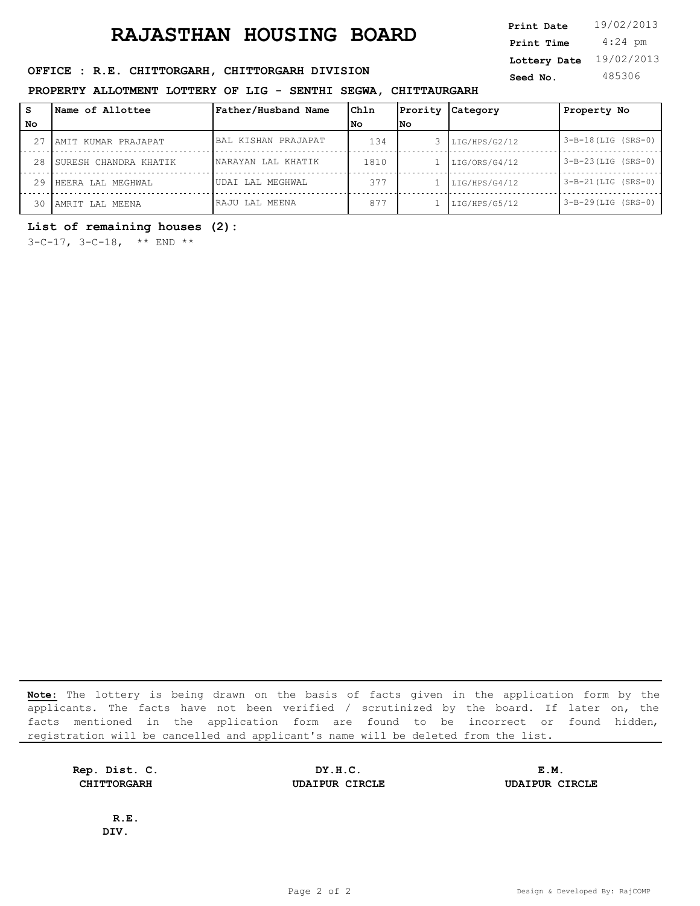# RAJASTHAN HOUSING BOARD

**Print Date** 19/02/2013
**Print Time** 4:24 pm
**Lottery Date** 19/02/2013
**Seed No.** 485306

**OFFICE : R.E. CHITTORGARH, CHITTORGARH DIVISION**

**PROPERTY ALLOTMENT LOTTERY OF LIG - SENTHI SEGWA, CHITTAURGARH**

| S No | Name of Allottee | Father/Husband Name | Chln No | Prority No | Category | Property No |
|---|---|---|---|---|---|---|
| 27 | AMIT KUMAR PRAJAPAT | BAL KISHAN PRAJAPAT | 134 | 3 | LIG/HPS/G2/12 | 3-B-18(LIG (SRS-0) |
| 28 | SURESH CHANDRA KHATIK | NARAYAN LAL KHATIK | 1810 | 1 | LIG/ORS/G4/12 | 3-B-23(LIG (SRS-0) |
| 29 | HEERA LAL MEGHWAL | UDAI LAL MEGHWAL | 377 | 1 | LIG/HPS/G4/12 | 3-B-21(LIG (SRS-0) |
| 30 | AMRIT LAL MEENA | RAJU LAL MEENA | 877 | 1 | LIG/HPS/G5/12 | 3-B-29(LIG (SRS-0) |

**List of remaining houses (2):**

3-C-17, 3-C-18, ** END **

**Note:** The lottery is being drawn on the basis of facts given in the application form by the applicants. The facts have not been verified / scrutinized by the board. If later on, the facts mentioned in the application form are found to be incorrect or found hidden, registration will be cancelled and applicant's name will be deleted from the list.

**Rep. Dist. C.**
**CHITTORGARH**

**DY.H.C.**
**UDAIPUR CIRCLE**

**E.M.**
**UDAIPUR CIRCLE**

**R.E.**
**DIV.**

Design & Developed By: RajCOMP